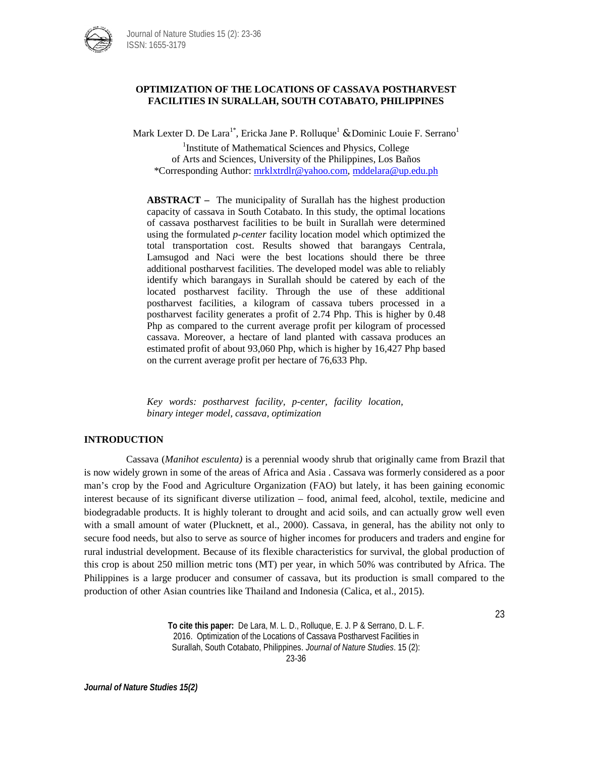# OPTIMIZATION OF THE LOCATIONS OF CASSAVA POSTHARVEST FACILITIES IN SURALLAH, SOUTH COTABATO, PHILIPPINES

Mark Lexter D. De Lara[1*], Ericka Jane P. Rolluque[1] & Dominic Louie F. Serrano[1]

[1]Institute of Mathematical Sciences and Physics, College of Arts and Sciences, University of the Philippines, Los Baños

*Corresponding Author: mrklxtrdlr@yahoo.com, mddelara@up.edu.ph

**ABSTRACT –** The municipality of Surallah has the highest production capacity of cassava in South Cotabato. In this study, the optimal locations of cassava postharvest facilities to be built in Surallah were determined using the formulated *p-center* facility location model which optimized the total transportation cost. Results showed that barangays Centrala, Lamsugod and Naci were the best locations should there be three additional postharvest facilities. The developed model was able to reliably identify which barangays in Surallah should be catered by each of the located postharvest facility. Through the use of these additional postharvest facilities, a kilogram of cassava tubers processed in a postharvest facility generates a profit of 2.74 Php. This is higher by 0.48 Php as compared to the current average profit per kilogram of processed cassava. Moreover, a hectare of land planted with cassava produces an estimated profit of about 93,060 Php, which is higher by 16,427 Php based on the current average profit per hectare of 76,633 Php.

*Key words: postharvest facility, p-center, facility location, binary integer model, cassava, optimization*

## INTRODUCTION

Cassava (*Manihot esculenta)* is a perennial woody shrub that originally came from Brazil that is now widely grown in some of the areas of Africa and Asia . Cassava was formerly considered as a poor man's crop by the Food and Agriculture Organization (FAO) but lately, it has been gaining economic interest because of its significant diverse utilization – food, animal feed, alcohol, textile, medicine and biodegradable products. It is highly tolerant to drought and acid soils, and can actually grow well even with a small amount of water (Plucknett, et al., 2000). Cassava, in general, has the ability not only to secure food needs, but also to serve as source of higher incomes for producers and traders and engine for rural industrial development. Because of its flexible characteristics for survival, the global production of this crop is about 250 million metric tons (MT) per year, in which 50% was contributed by Africa. The Philippines is a large producer and consumer of cassava, but its production is small compared to the production of other Asian countries like Thailand and Indonesia (Calica, et al., 2015).

**To cite this paper:** De Lara, M. L. D., Rolluque, E. J. P & Serrano, D. L. F. 2016. Optimization of the Locations of Cassava Postharvest Facilities in Surallah, South Cotabato, Philippines. *Journal of Nature Studies*. 15 (2): 23-36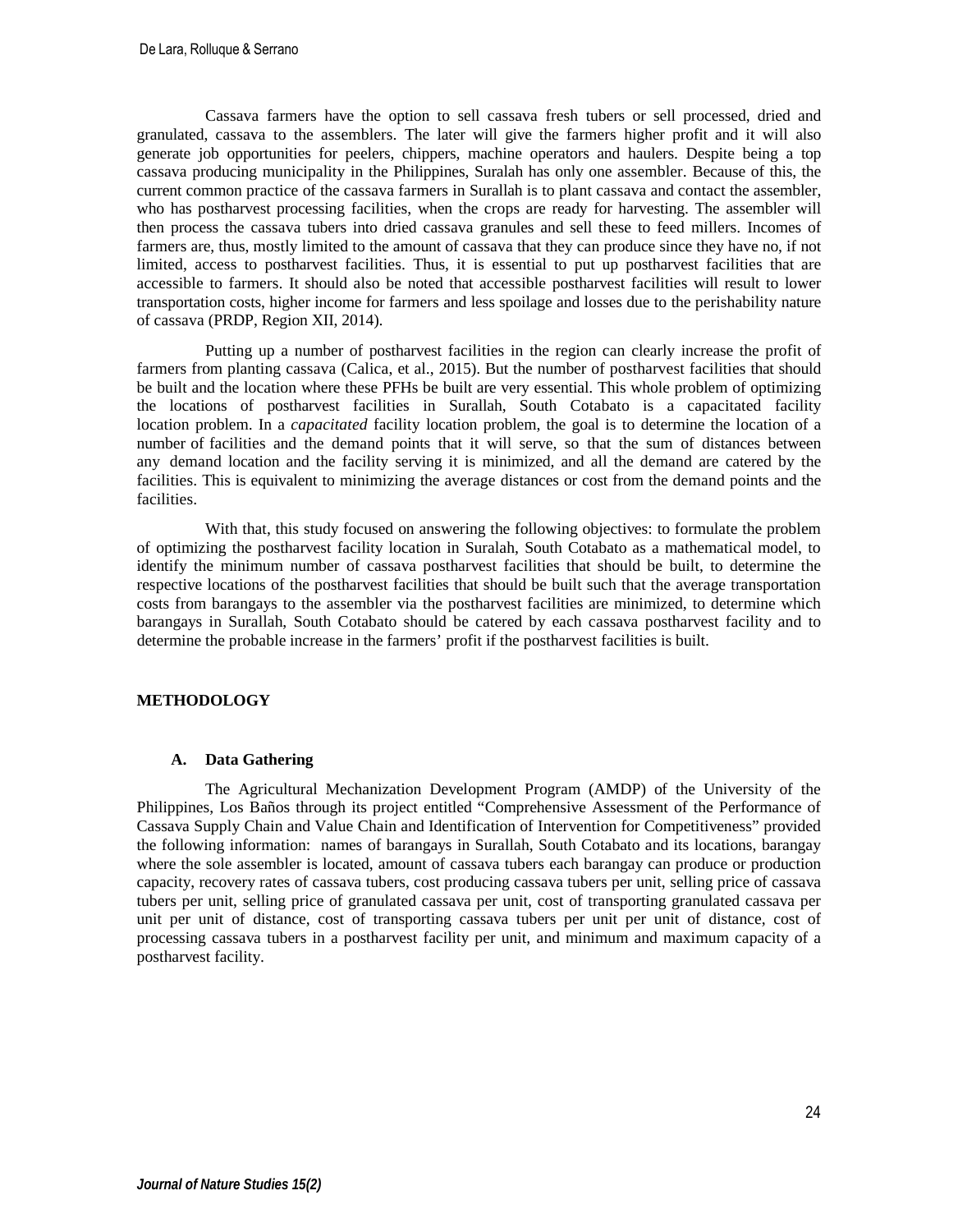Cassava farmers have the option to sell cassava fresh tubers or sell processed, dried and granulated, cassava to the assemblers. The later will give the farmers higher profit and it will also generate job opportunities for peelers, chippers, machine operators and haulers. Despite being a top cassava producing municipality in the Philippines, Suralah has only one assembler. Because of this, the current common practice of the cassava farmers in Surallah is to plant cassava and contact the assembler, who has postharvest processing facilities, when the crops are ready for harvesting. The assembler will then process the cassava tubers into dried cassava granules and sell these to feed millers. Incomes of farmers are, thus, mostly limited to the amount of cassava that they can produce since they have no, if not limited, access to postharvest facilities. Thus, it is essential to put up postharvest facilities that are accessible to farmers. It should also be noted that accessible postharvest facilities will result to lower transportation costs, higher income for farmers and less spoilage and losses due to the perishability nature of cassava (PRDP, Region XII, 2014).

Putting up a number of postharvest facilities in the region can clearly increase the profit of farmers from planting cassava (Calica, et al., 2015). But the number of postharvest facilities that should be built and the location where these PFHs be built are very essential. This whole problem of optimizing the locations of postharvest facilities in Surallah, South Cotabato is a capacitated facility location problem. In a *capacitated* facility location problem, the goal is to determine the location of a number of facilities and the demand points that it will serve, so that the sum of distances between any demand location and the facility serving it is minimized, and all the demand are catered by the facilities. This is equivalent to minimizing the average distances or cost from the demand points and the facilities.

With that, this study focused on answering the following objectives: to formulate the problem of optimizing the postharvest facility location in Suralah, South Cotabato as a mathematical model, to identify the minimum number of cassava postharvest facilities that should be built, to determine the respective locations of the postharvest facilities that should be built such that the average transportation costs from barangays to the assembler via the postharvest facilities are minimized, to determine which barangays in Surallah, South Cotabato should be catered by each cassava postharvest facility and to determine the probable increase in the farmers' profit if the postharvest facilities is built.

## METHODOLOGY

### A. Data Gathering

The Agricultural Mechanization Development Program (AMDP) of the University of the Philippines, Los Baños through its project entitled "Comprehensive Assessment of the Performance of Cassava Supply Chain and Value Chain and Identification of Intervention for Competitiveness" provided the following information: names of barangays in Surallah, South Cotabato and its locations, barangay where the sole assembler is located, amount of cassava tubers each barangay can produce or production capacity, recovery rates of cassava tubers, cost producing cassava tubers per unit, selling price of cassava tubers per unit, selling price of granulated cassava per unit, cost of transporting granulated cassava per unit per unit of distance, cost of transporting cassava tubers per unit per unit of distance, cost of processing cassava tubers in a postharvest facility per unit, and minimum and maximum capacity of a postharvest facility.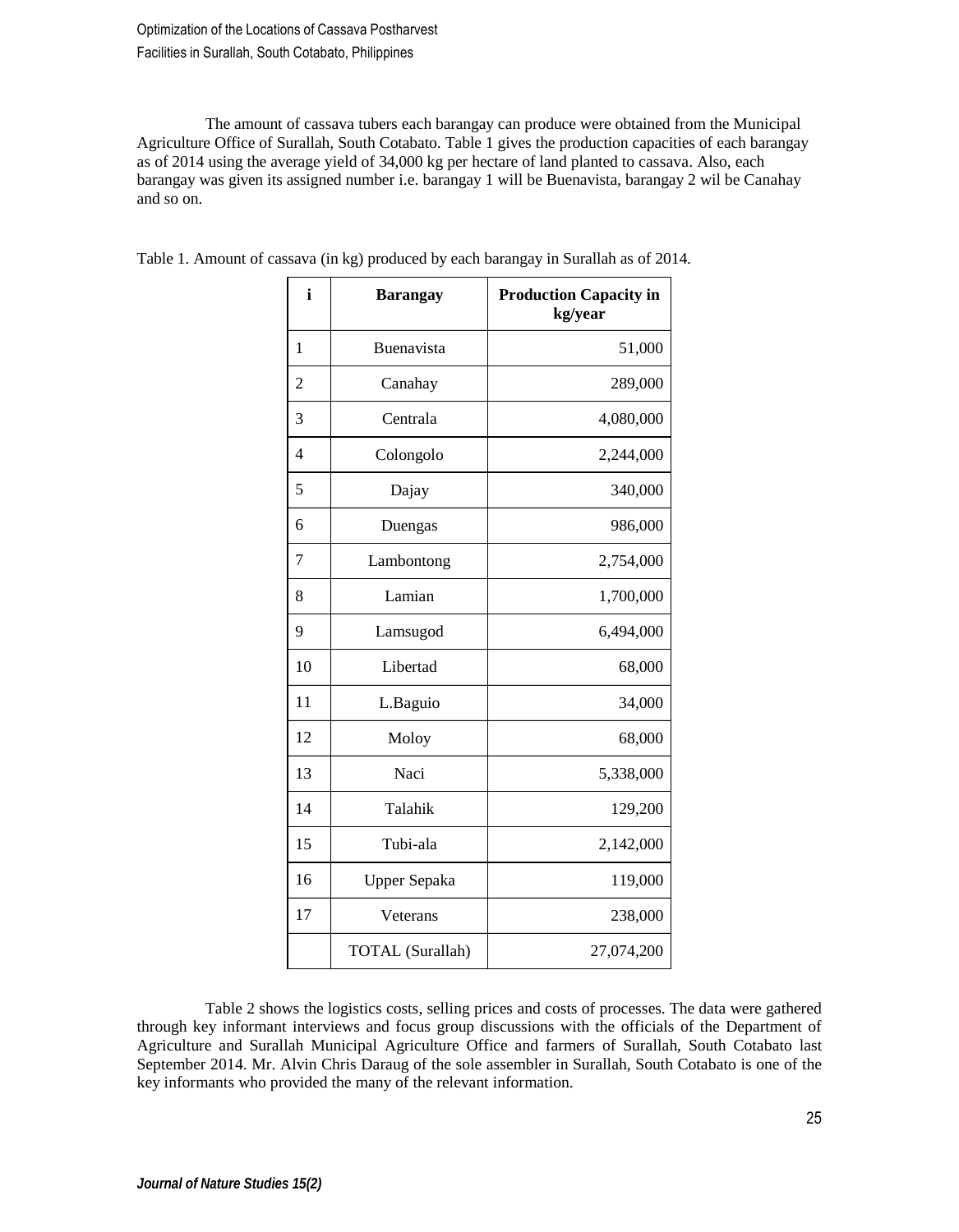The amount of cassava tubers each barangay can produce were obtained from the Municipal Agriculture Office of Surallah, South Cotabato. Table 1 gives the production capacities of each barangay as of 2014 using the average yield of 34,000 kg per hectare of land planted to cassava. Also, each barangay was given its assigned number i.e. barangay 1 will be Buenavista, barangay 2 wil be Canahay and so on.

Table 1. Amount of cassava (in kg) produced by each barangay in Surallah as of 2014.

| i | Barangay | Production Capacity in kg/year |
|---|---|---|
| 1 | Buenavista | 51,000 |
| 2 | Canahay | 289,000 |
| 3 | Centrala | 4,080,000 |
| 4 | Colongolo | 2,244,000 |
| 5 | Dajay | 340,000 |
| 6 | Duengas | 986,000 |
| 7 | Lambontong | 2,754,000 |
| 8 | Lamian | 1,700,000 |
| 9 | Lamsugod | 6,494,000 |
| 10 | Libertad | 68,000 |
| 11 | L.Baguio | 34,000 |
| 12 | Moloy | 68,000 |
| 13 | Naci | 5,338,000 |
| 14 | Talahik | 129,200 |
| 15 | Tubi-ala | 2,142,000 |
| 16 | Upper Sepaka | 119,000 |
| 17 | Veterans | 238,000 |
| | TOTAL (Surallah) | 27,074,200 |

Table 2 shows the logistics costs, selling prices and costs of processes. The data were gathered through key informant interviews and focus group discussions with the officials of the Department of Agriculture and Surallah Municipal Agriculture Office and farmers of Surallah, South Cotabato last September 2014. Mr. Alvin Chris Daraug of the sole assembler in Surallah, South Cotabato is one of the key informants who provided the many of the relevant information.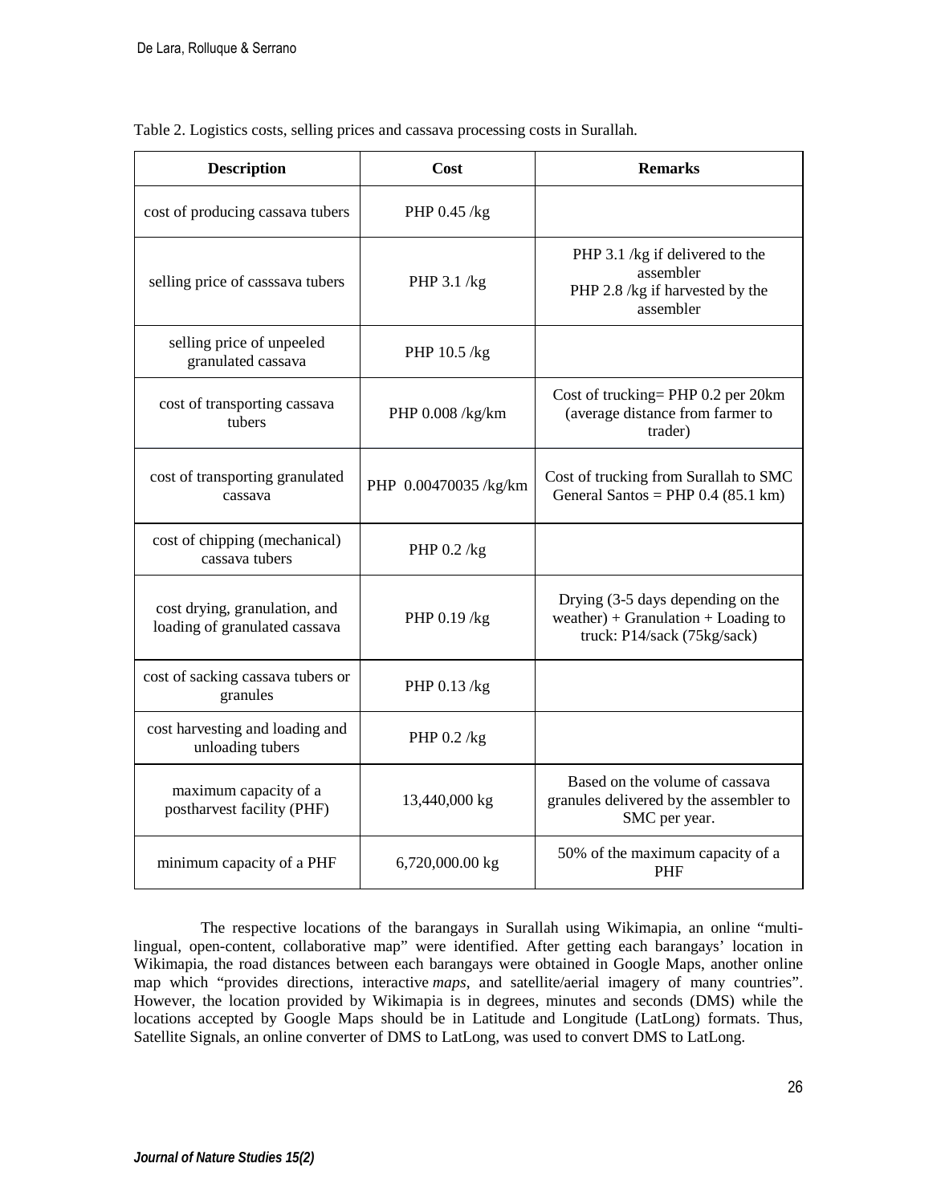Table 2. Logistics costs, selling prices and cassava processing costs in Surallah.

| Description | Cost | Remarks |
|---|---|---|
| cost of producing cassava tubers | PHP 0.45 /kg | |
| selling price of casssava tubers | PHP 3.1 /kg | PHP 3.1 /kg if delivered to the assembler<br>PHP 2.8 /kg if harvested by the assembler |
| selling price of unpeeled granulated cassava | PHP 10.5 /kg | |
| cost of transporting cassava tubers | PHP 0.008 /kg/km | Cost of trucking= PHP 0.2 per 20km (average distance from farmer to trader) |
| cost of transporting granulated cassava | PHP 0.00470035 /kg/km | Cost of trucking from Surallah to SMC General Santos = PHP 0.4 (85.1 km) |
| cost of chipping (mechanical) cassava tubers | PHP 0.2 /kg | |
| cost drying, granulation, and loading of granulated cassava | PHP 0.19 /kg | Drying (3-5 days depending on the weather) + Granulation + Loading to truck: P14/sack (75kg/sack) |
| cost of sacking cassava tubers or granules | PHP 0.13 /kg | |
| cost harvesting and loading and unloading tubers | PHP 0.2 /kg | |
| maximum capacity of a postharvest facility (PHF) | 13,440,000 kg | Based on the volume of cassava granules delivered by the assembler to SMC per year. |
| minimum capacity of a PHF | 6,720,000.00 kg | 50% of the maximum capacity of a PHF |

The respective locations of the barangays in Surallah using Wikimapia, an online "multi-lingual, open-content, collaborative map" were identified. After getting each barangays' location in Wikimapia, the road distances between each barangays were obtained in Google Maps, another online map which "provides directions, interactive *maps*, and satellite/aerial imagery of many countries". However, the location provided by Wikimapia is in degrees, minutes and seconds (DMS) while the locations accepted by Google Maps should be in Latitude and Longitude (LatLong) formats. Thus, Satellite Signals, an online converter of DMS to LatLong, was used to convert DMS to LatLong.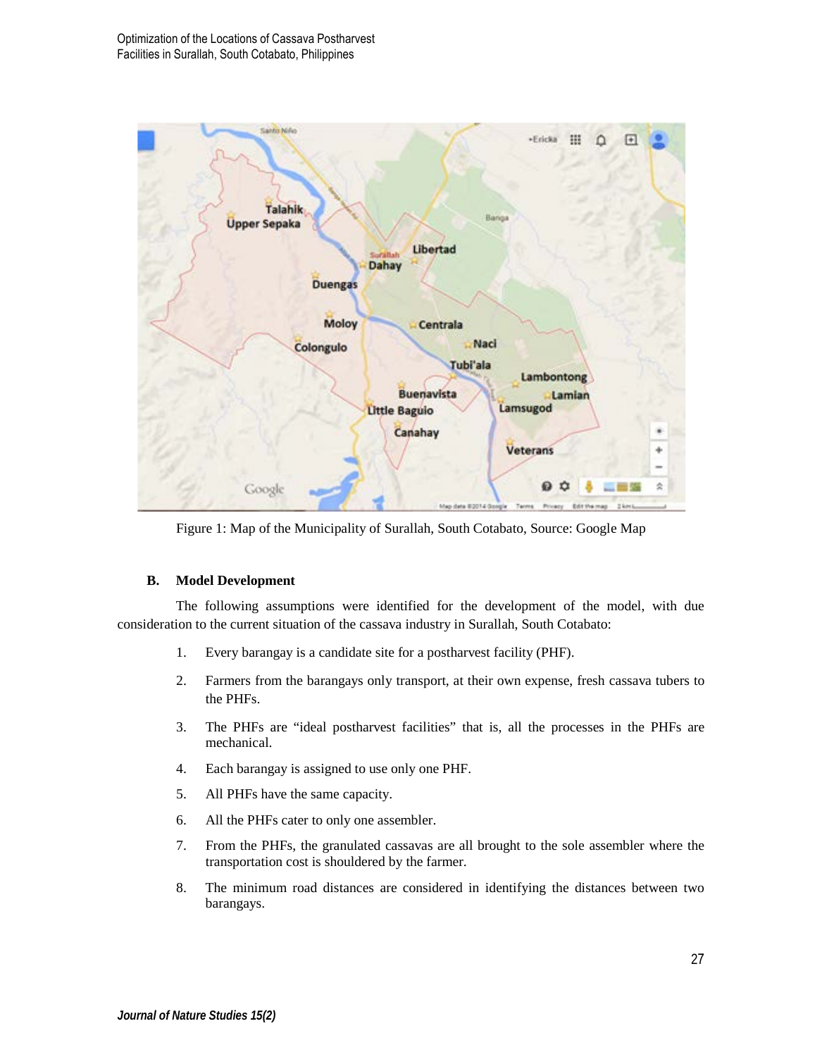Figure 1: Map of the Municipality of Surallah, South Cotabato, Source: Google Map

## B. Model Development

The following assumptions were identified for the development of the model, with due consideration to the current situation of the cassava industry in Surallah, South Cotabato:

1. Every barangay is a candidate site for a postharvest facility (PHF).
2. Farmers from the barangays only transport, at their own expense, fresh cassava tubers to the PHFs.
3. The PHFs are "ideal postharvest facilities" that is, all the processes in the PHFs are mechanical.
4. Each barangay is assigned to use only one PHF.
5. All PHFs have the same capacity.
6. All the PHFs cater to only one assembler.
7. From the PHFs, the granulated cassavas are all brought to the sole assembler where the transportation cost is shouldered by the farmer.
8. The minimum road distances are considered in identifying the distances between two barangays.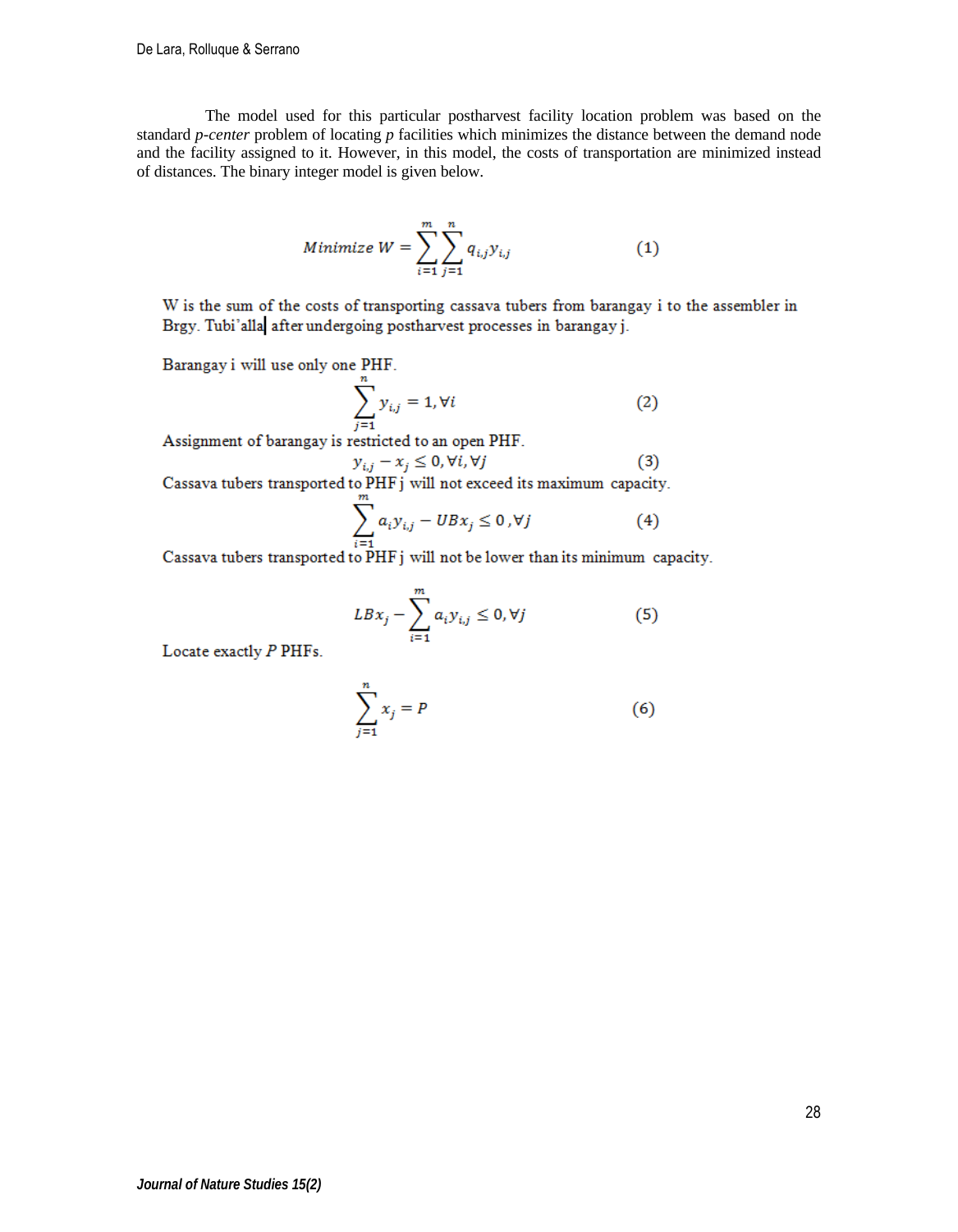The model used for this particular postharvest facility location problem was based on the standard *p-center* problem of locating *p* facilities which minimizes the distance between the demand node and the facility assigned to it. However, in this model, the costs of transportation are minimized instead of distances. The binary integer model is given below.

$$Minimize\ W = \sum_{i=1}^{m}\sum_{j=1}^{n} q_{i,j} y_{i,j} \qquad (1)$$

W is the sum of the costs of transporting cassava tubers from barangay i to the assembler in Brgy. Tubi'alla after undergoing postharvest processes in barangay j.

Barangay i will use only one PHF.

$$\sum_{j=1}^{n} y_{i,j} = 1, \forall i \qquad (2)$$

Assignment of barangay is restricted to an open PHF.

$$y_{i,j} - x_j \leq 0, \forall i, \forall j \qquad (3)$$

Cassava tubers transported to PHF j will not exceed its maximum capacity.

$$\sum_{i=1}^{m} a_i y_{i,j} - UBx_j \leq 0, \forall j \qquad (4)$$

Cassava tubers transported to PHF j will not be lower than its minimum capacity.

$$LBx_j - \sum_{i=1}^{m} a_i y_{i,j} \leq 0, \forall j \qquad (5)$$

Locate exactly *P* PHFs.

$$\sum_{j=1}^{n} x_j = P \qquad (6)$$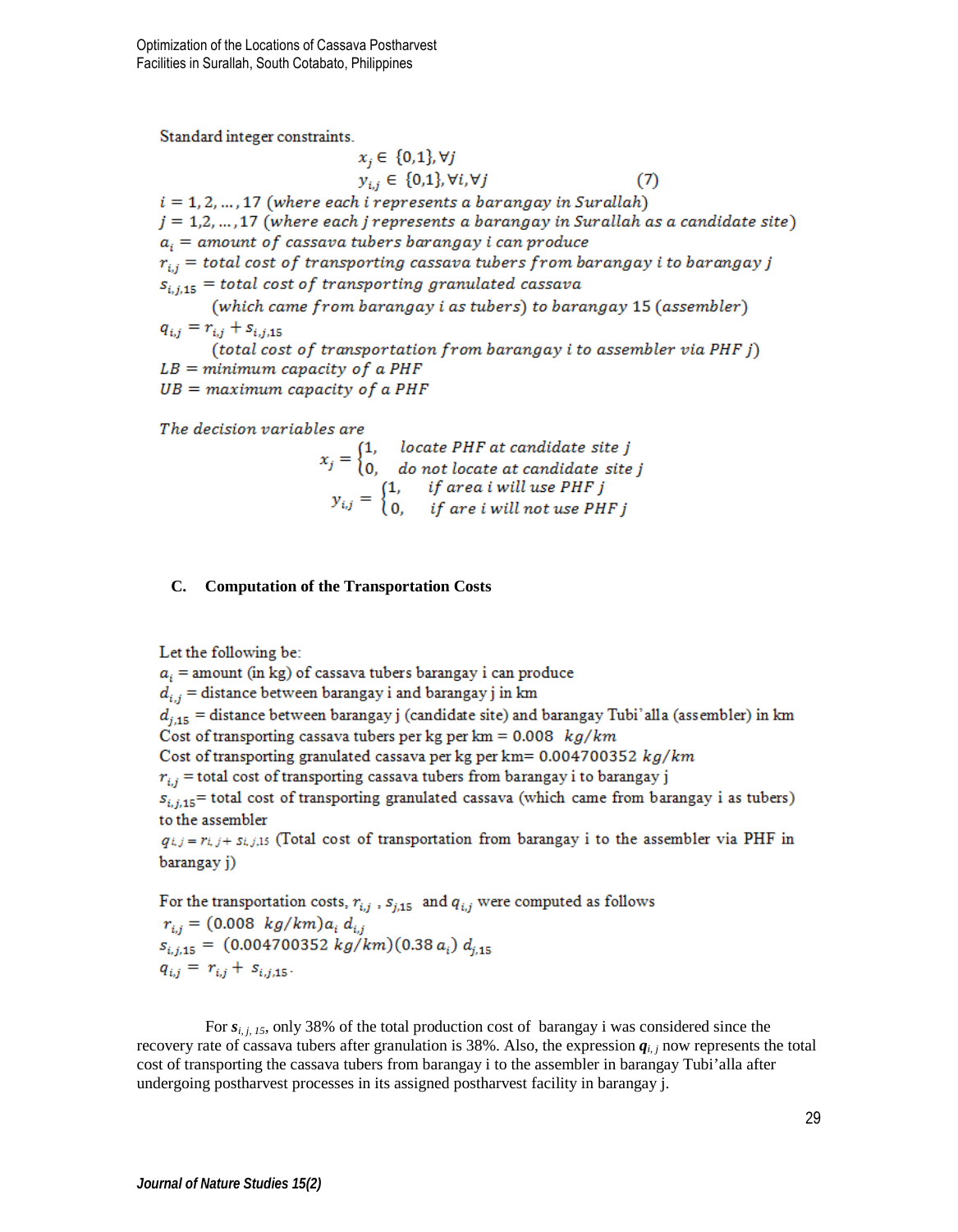Standard integer constraints.

$$x_j \in \{0,1\}, \forall j$$
$$y_{i,j} \in \{0,1\}, \forall i, \forall j \qquad (7)$$

$i = 1, 2, \ldots, 17$ (*where each i represents a barangay in Surallah*)
$j = 1, 2, \ldots, 17$ (*where each j represents a barangay in Surallah as a candidate site*)
$a_i$ = *amount of cassava tubers barangay i can produce*
$r_{i,j}$ = *total cost of transporting cassava tubers from barangay i to barangay j*
$s_{i,j,15}$ = *total cost of transporting granulated cassava (which came from barangay i as tubers) to barangay 15 (assembler)*
$q_{i,j} = r_{i,j} + s_{i,j,15}$ (*total cost of transportation from barangay i to assembler via PHF j*)
$LB$ = *minimum capacity of a PHF*
$UB$ = *maximum capacity of a PHF*

*The decision variables are*

$$x_j = \begin{cases} 1, & \text{locate PHF at candidate site } j \\ 0, & \text{do not locate at candidate site } j \end{cases}$$

$$y_{i,j} = \begin{cases} 1, & \text{if area } i \text{ will use PHF } j \\ 0, & \text{if are } i \text{ will not use PHF } j \end{cases}$$

### C. Computation of the Transportation Costs

Let the following be:
$a_i$ = amount (in kg) of cassava tubers barangay i can produce
$d_{i,j}$ = distance between barangay i and barangay j in km
$d_{j,15}$ = distance between barangay j (candidate site) and barangay Tubi'alla (assembler) in km
Cost of transporting cassava tubers per kg per km = 0.008 $kg/km$
Cost of transporting granulated cassava per kg per km= 0.004700352 $kg/km$
$r_{i,j}$ = total cost of transporting cassava tubers from barangay i to barangay j
$s_{i,j,15}$= total cost of transporting granulated cassava (which came from barangay i as tubers) to the assembler
$q_{i,j} = r_{i,j} + s_{i,j,15}$ (Total cost of transportation from barangay i to the assembler via PHF in barangay j)

For the transportation costs, $r_{i,j}$ , $s_{j,15}$ and $q_{i,j}$ were computed as follows

$$r_{i,j} = (0.008 \;\; kg/km) a_i \, d_{i,j}$$
$$s_{i,j,15} = (0.004700352 \; kg/km)(0.38 \, a_i) \, d_{j,15}$$
$$q_{i,j} = r_{i,j} + s_{i,j,15}.$$

For $\boldsymbol{s}_{i,j,15}$, only 38% of the total production cost of barangay i was considered since the recovery rate of cassava tubers after granulation is 38%. Also, the expression $\boldsymbol{q}_{i,j}$ now represents the total cost of transporting the cassava tubers from barangay i to the assembler in barangay Tubi'alla after undergoing postharvest processes in its assigned postharvest facility in barangay j.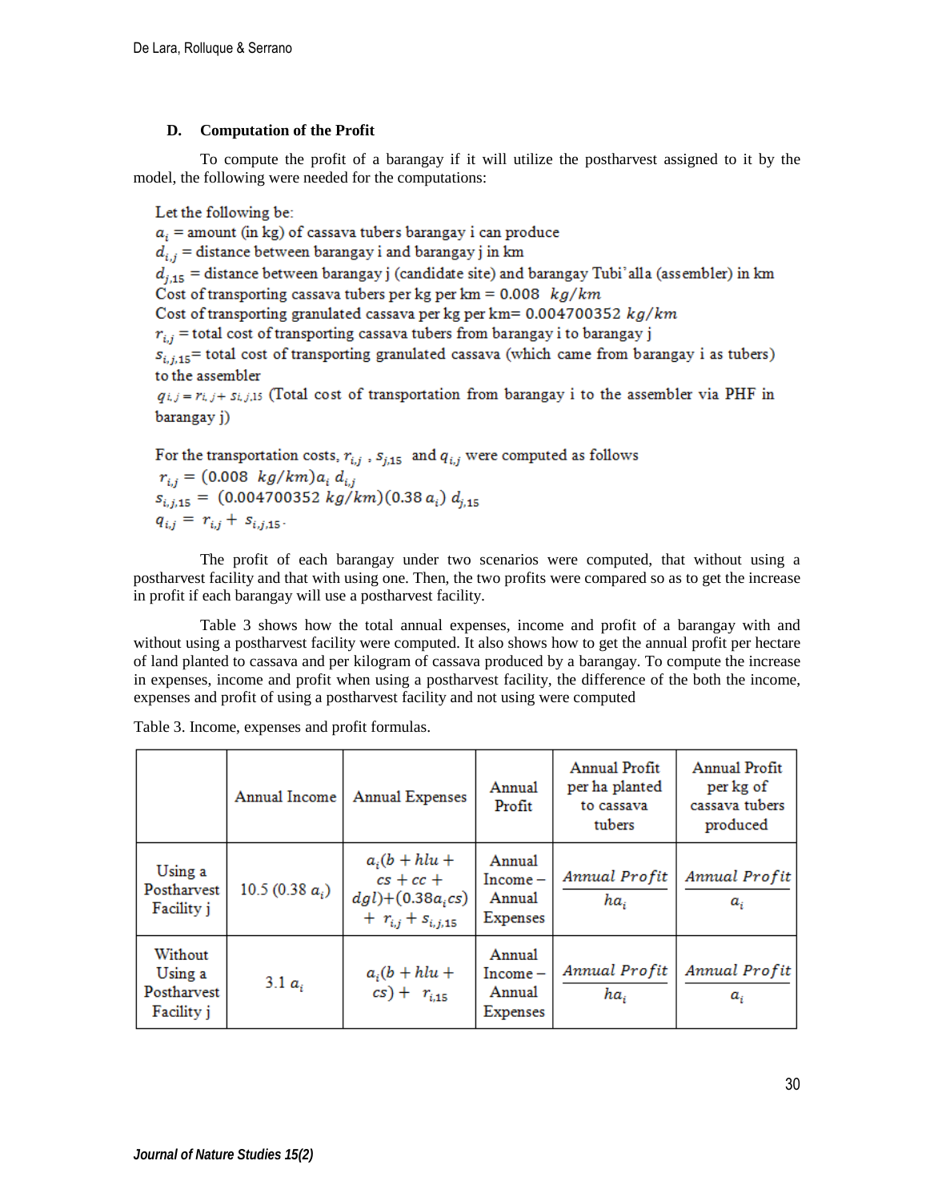### D. Computation of the Profit

To compute the profit of a barangay if it will utilize the postharvest assigned to it by the model, the following were needed for the computations:

Let the following be:

$a_i$ = amount (in kg) of cassava tubers barangay i can produce

$d_{i,j}$ = distance between barangay i and barangay j in km

$d_{j,15}$ = distance between barangay j (candidate site) and barangay Tubi'alla (assembler) in km

Cost of transporting cassava tubers per kg per km = 0.008 $kg/km$

Cost of transporting granulated cassava per kg per km= 0.004700352 $kg/km$

$r_{i,j}$ = total cost of transporting cassava tubers from barangay i to barangay j

$s_{i,j,15}$= total cost of transporting granulated cassava (which came from barangay i as tubers) to the assembler

$q_{i,j} = r_{i,j} + s_{i,j,15}$ (Total cost of transportation from barangay i to the assembler via PHF in barangay j)

For the transportation costs, $r_{i,j}$ , $s_{j,15}$ and $q_{i,j}$ were computed as follows

$$r_{i,j} = (0.008\ \ kg/km)a_i\, d_{i,j}$$

$$s_{i,j,15} = (0.004700352\ kg/km)(0.38\, a_i)\, d_{j,15}$$

$$q_{i,j} = r_{i,j} + s_{i,j,15}.$$

The profit of each barangay under two scenarios were computed, that without using a postharvest facility and that with using one. Then, the two profits were compared so as to get the increase in profit if each barangay will use a postharvest facility.

Table 3 shows how the total annual expenses, income and profit of a barangay with and without using a postharvest facility were computed. It also shows how to get the annual profit per hectare of land planted to cassava and per kilogram of cassava produced by a barangay. To compute the increase in expenses, income and profit when using a postharvest facility, the difference of the both the income, expenses and profit of using a postharvest facility and not using were computed

Table 3. Income, expenses and profit formulas.

| | Annual Income | Annual Expenses | Annual Profit | Annual Profit per ha planted to cassava tubers | Annual Profit per kg of cassava tubers produced |
|---|---|---|---|---|---|
| Using a Postharvest Facility j | $10.5\ (0.38\ a_i)$ | $a_i(b + hlu + cs + cc + dgl) + (0.38a_i cs) + r_{i,j} + s_{i,j,15}$ | Annual Income – Annual Expenses | $\dfrac{Annual\ Profit}{ha_i}$ | $\dfrac{Annual\ Profit}{a_i}$ |
| Without Using a Postharvest Facility j | $3.1\ a_i$ | $a_i(b + hlu + cs) + r_{i,15}$ | Annual Income – Annual Expenses | $\dfrac{Annual\ Profit}{ha_i}$ | $\dfrac{Annual\ Profit}{a_i}$ |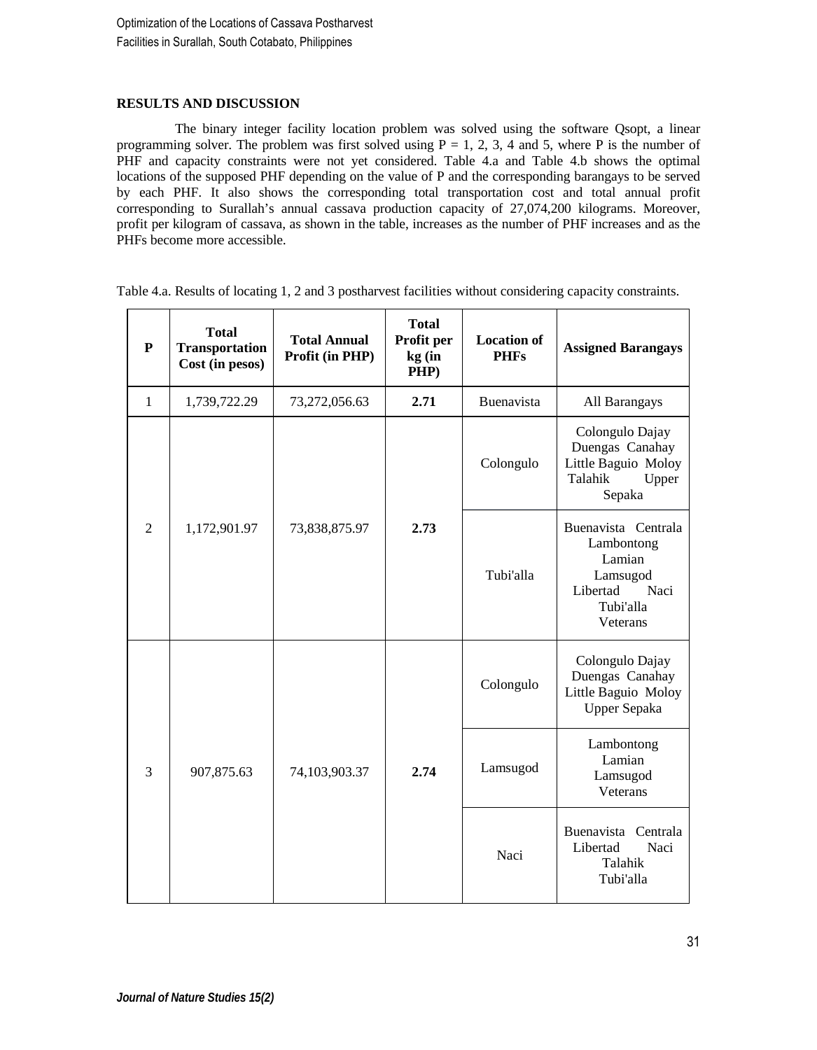## RESULTS AND DISCUSSION

The binary integer facility location problem was solved using the software Qsopt, a linear programming solver. The problem was first solved using P = 1, 2, 3, 4 and 5, where P is the number of PHF and capacity constraints were not yet considered. Table 4.a and Table 4.b shows the optimal locations of the supposed PHF depending on the value of P and the corresponding barangays to be served by each PHF. It also shows the corresponding total transportation cost and total annual profit corresponding to Surallah's annual cassava production capacity of 27,074,200 kilograms. Moreover, profit per kilogram of cassava, as shown in the table, increases as the number of PHF increases and as the PHFs become more accessible.

Table 4.a. Results of locating 1, 2 and 3 postharvest facilities without considering capacity constraints.

| P | Total Transportation Cost (in pesos) | Total Annual Profit (in PHP) | Total Profit per kg (in PHP) | Location of PHFs | Assigned Barangays |
|---|---|---|---|---|---|
| 1 | 1,739,722.29 | 73,272,056.63 | **2.71** | Buenavista | All Barangays |
| 2 | 1,172,901.97 | 73,838,875.97 | **2.73** | Colongulo | Colongulo Dajay Duengas Canahay Little Baguio Moloy Talahik Upper Sepaka |
| | | | | Tubi'alla | Buenavista Centrala Lambontong Lamian Lamsugod Libertad Naci Tubi'alla Veterans |
| 3 | 907,875.63 | 74,103,903.37 | **2.74** | Colongulo | Colongulo Dajay Duengas Canahay Little Baguio Moloy Upper Sepaka |
| | | | | Lamsugod | Lambontong Lamian Lamsugod Veterans |
| | | | | Naci | Buenavista Centrala Libertad Naci Talahik Tubi'alla |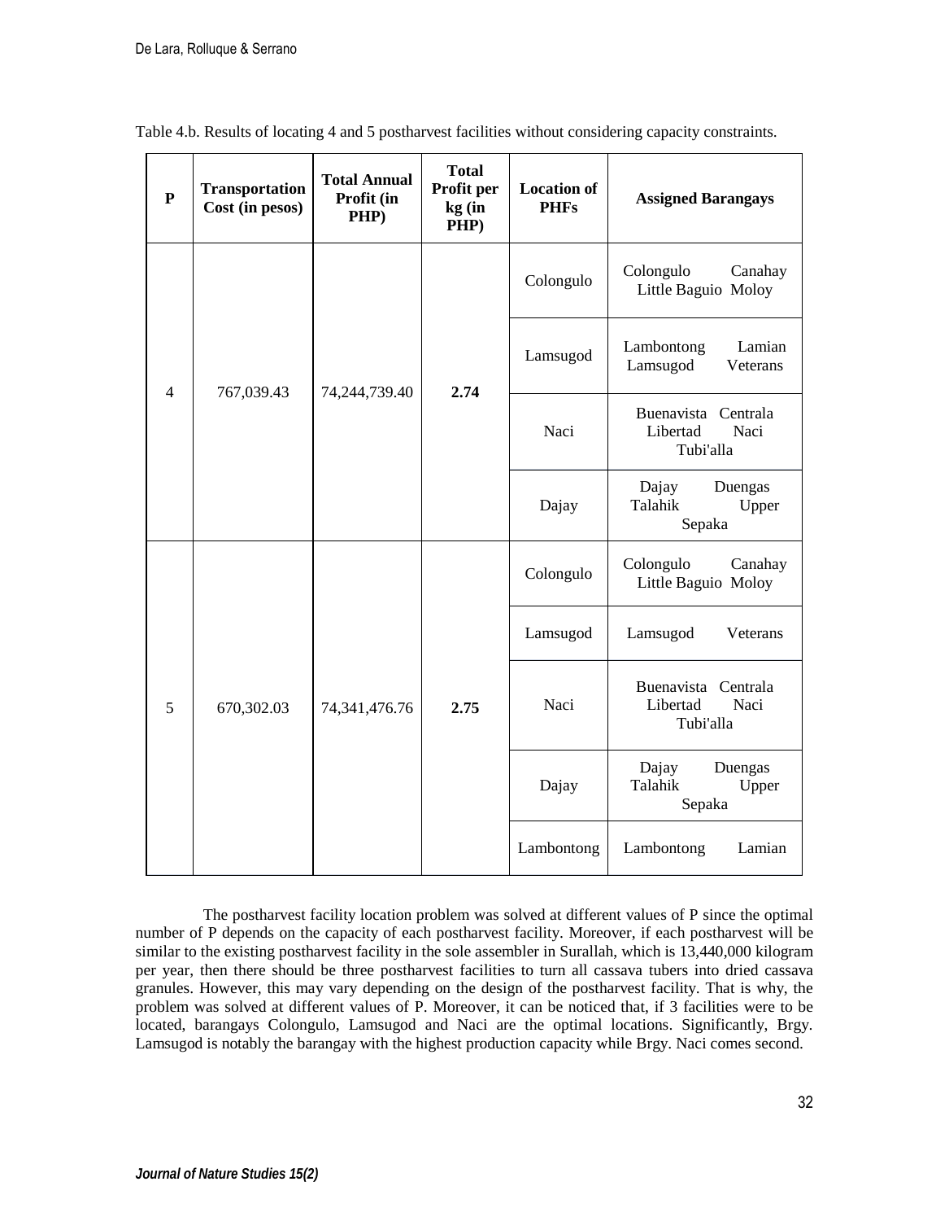Table 4.b. Results of locating 4 and 5 postharvest facilities without considering capacity constraints.

| P | Transportation Cost (in pesos) | Total Annual Profit (in PHP) | Total Profit per kg (in PHP) | Location of PHFs | Assigned Barangays |
|---|---|---|---|---|---|
| 4 | 767,039.43 | 74,244,739.40 | **2.74** | Colongulo | Colongulo Canahay Little Baguio Moloy |
| | | | | Lamsugod | Lambontong Lamian Lamsugod Veterans |
| | | | | Naci | Buenavista Centrala Libertad Naci Tubi'alla |
| | | | | Dajay | Dajay Duengas Talahik Upper Sepaka |
| 5 | 670,302.03 | 74,341,476.76 | **2.75** | Colongulo | Colongulo Canahay Little Baguio Moloy |
| | | | | Lamsugod | Lamsugod Veterans |
| | | | | Naci | Buenavista Centrala Libertad Naci Tubi'alla |
| | | | | Dajay | Dajay Duengas Talahik Upper Sepaka |
| | | | | Lambontong | Lambontong Lamian |

The postharvest facility location problem was solved at different values of P since the optimal number of P depends on the capacity of each postharvest facility. Moreover, if each postharvest will be similar to the existing postharvest facility in the sole assembler in Surallah, which is 13,440,000 kilogram per year, then there should be three postharvest facilities to turn all cassava tubers into dried cassava granules. However, this may vary depending on the design of the postharvest facility. That is why, the problem was solved at different values of P. Moreover, it can be noticed that, if 3 facilities were to be located, barangays Colongulo, Lamsugod and Naci are the optimal locations. Significantly, Brgy. Lamsugod is notably the barangay with the highest production capacity while Brgy. Naci comes second.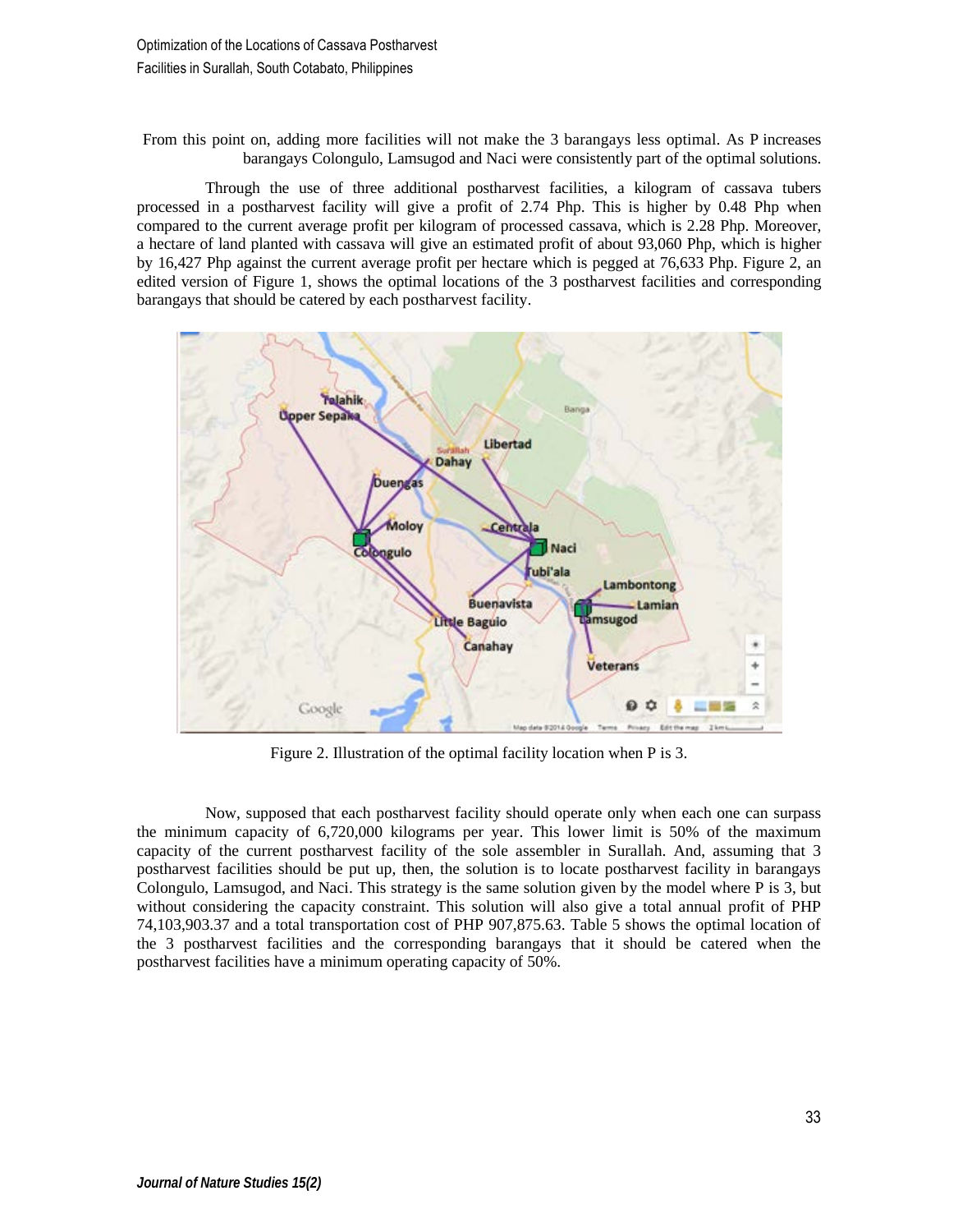From this point on, adding more facilities will not make the 3 barangays less optimal. As P increases barangays Colongulo, Lamsugod and Naci were consistently part of the optimal solutions.

Through the use of three additional postharvest facilities, a kilogram of cassava tubers processed in a postharvest facility will give a profit of 2.74 Php. This is higher by 0.48 Php when compared to the current average profit per kilogram of processed cassava, which is 2.28 Php. Moreover, a hectare of land planted with cassava will give an estimated profit of about 93,060 Php, which is higher by 16,427 Php against the current average profit per hectare which is pegged at 76,633 Php. Figure 2, an edited version of Figure 1, shows the optimal locations of the 3 postharvest facilities and corresponding barangays that should be catered by each postharvest facility.

Figure 2. Illustration of the optimal facility location when P is 3.

Now, supposed that each postharvest facility should operate only when each one can surpass the minimum capacity of 6,720,000 kilograms per year. This lower limit is 50% of the maximum capacity of the current postharvest facility of the sole assembler in Surallah. And, assuming that 3 postharvest facilities should be put up, then, the solution is to locate postharvest facility in barangays Colongulo, Lamsugod, and Naci. This strategy is the same solution given by the model where P is 3, but without considering the capacity constraint. This solution will also give a total annual profit of PHP 74,103,903.37 and a total transportation cost of PHP 907,875.63. Table 5 shows the optimal location of the 3 postharvest facilities and the corresponding barangays that it should be catered when the postharvest facilities have a minimum operating capacity of 50%.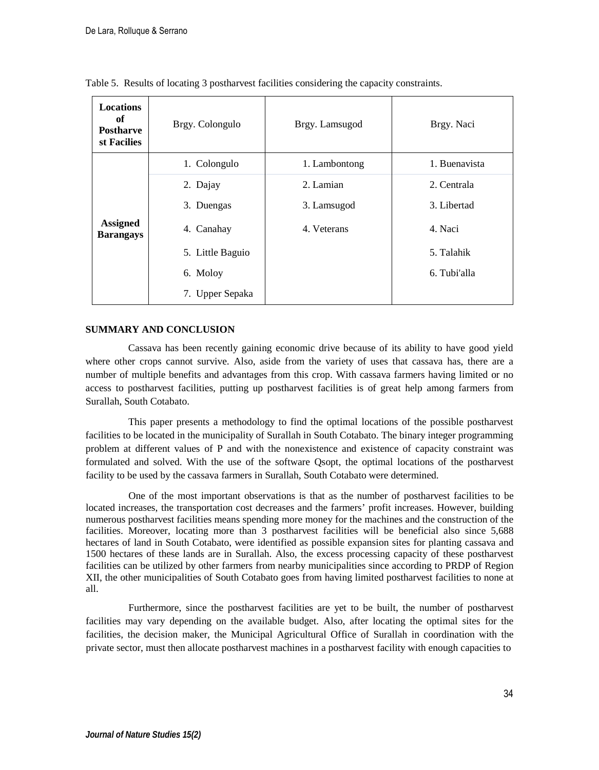Table 5. Results of locating 3 postharvest facilities considering the capacity constraints.

| **Locations of Postharvest Facilies** | Brgy. Colongulo | Brgy. Lamsugod | Brgy. Naci |
|---|---|---|---|
| **Assigned Barangays** | 1. Colongulo | 1. Lambontong | 1. Buenavista |
| | 2. Dajay | 2. Lamian | 2. Centrala |
| | 3. Duengas | 3. Lamsugod | 3. Libertad |
| | 4. Canahay | 4. Veterans | 4. Naci |
| | 5. Little Baguio | | 5. Talahik |
| | 6. Moloy | | 6. Tubi'alla |
| | 7. Upper Sepaka | | |

## SUMMARY AND CONCLUSION

Cassava has been recently gaining economic drive because of its ability to have good yield where other crops cannot survive. Also, aside from the variety of uses that cassava has, there are a number of multiple benefits and advantages from this crop. With cassava farmers having limited or no access to postharvest facilities, putting up postharvest facilities is of great help among farmers from Surallah, South Cotabato.

This paper presents a methodology to find the optimal locations of the possible postharvest facilities to be located in the municipality of Surallah in South Cotabato. The binary integer programming problem at different values of P and with the nonexistence and existence of capacity constraint was formulated and solved. With the use of the software Qsopt, the optimal locations of the postharvest facility to be used by the cassava farmers in Surallah, South Cotabato were determined.

One of the most important observations is that as the number of postharvest facilities to be located increases, the transportation cost decreases and the farmers' profit increases. However, building numerous postharvest facilities means spending more money for the machines and the construction of the facilities. Moreover, locating more than 3 postharvest facilities will be beneficial also since 5,688 hectares of land in South Cotabato, were identified as possible expansion sites for planting cassava and 1500 hectares of these lands are in Surallah. Also, the excess processing capacity of these postharvest facilities can be utilized by other farmers from nearby municipalities since according to PRDP of Region XII, the other municipalities of South Cotabato goes from having limited postharvest facilities to none at all.

Furthermore, since the postharvest facilities are yet to be built, the number of postharvest facilities may vary depending on the available budget. Also, after locating the optimal sites for the facilities, the decision maker, the Municipal Agricultural Office of Surallah in coordination with the private sector, must then allocate postharvest machines in a postharvest facility with enough capacities to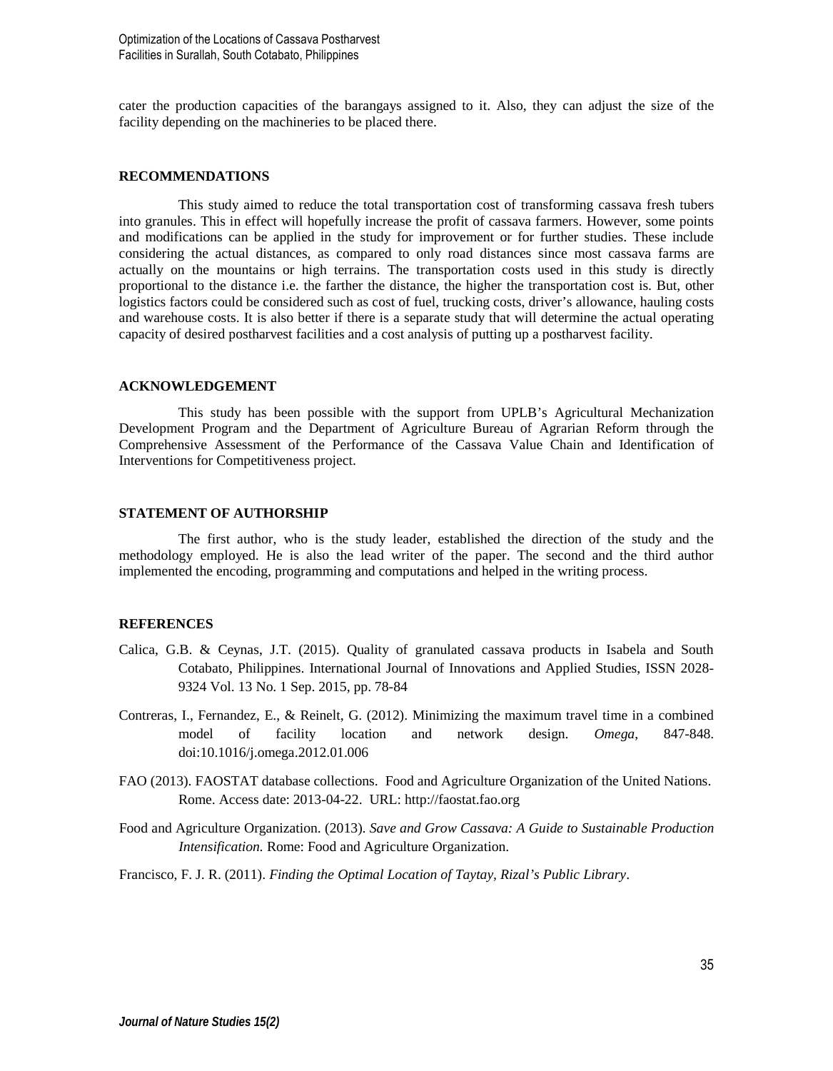cater the production capacities of the barangays assigned to it. Also, they can adjust the size of the facility depending on the machineries to be placed there.

## RECOMMENDATIONS

This study aimed to reduce the total transportation cost of transforming cassava fresh tubers into granules. This in effect will hopefully increase the profit of cassava farmers. However, some points and modifications can be applied in the study for improvement or for further studies. These include considering the actual distances, as compared to only road distances since most cassava farms are actually on the mountains or high terrains. The transportation costs used in this study is directly proportional to the distance i.e. the farther the distance, the higher the transportation cost is. But, other logistics factors could be considered such as cost of fuel, trucking costs, driver's allowance, hauling costs and warehouse costs. It is also better if there is a separate study that will determine the actual operating capacity of desired postharvest facilities and a cost analysis of putting up a postharvest facility.

## ACKNOWLEDGEMENT

This study has been possible with the support from UPLB's Agricultural Mechanization Development Program and the Department of Agriculture Bureau of Agrarian Reform through the Comprehensive Assessment of the Performance of the Cassava Value Chain and Identification of Interventions for Competitiveness project.

## STATEMENT OF AUTHORSHIP

The first author, who is the study leader, established the direction of the study and the methodology employed. He is also the lead writer of the paper. The second and the third author implemented the encoding, programming and computations and helped in the writing process.

## REFERENCES

Calica, G.B. & Ceynas, J.T. (2015). Quality of granulated cassava products in Isabela and South Cotabato, Philippines. International Journal of Innovations and Applied Studies, ISSN 2028-9324 Vol. 13 No. 1 Sep. 2015, pp. 78-84

Contreras, I., Fernandez, E., & Reinelt, G. (2012). Minimizing the maximum travel time in a combined model of facility location and network design. *Omega*, 847-848. doi:10.1016/j.omega.2012.01.006

FAO (2013). FAOSTAT database collections. Food and Agriculture Organization of the United Nations. Rome. Access date: 2013-04-22. URL: http://faostat.fao.org

Food and Agriculture Organization. (2013). *Save and Grow Cassava: A Guide to Sustainable Production Intensification.* Rome: Food and Agriculture Organization.

Francisco, F. J. R. (2011). *Finding the Optimal Location of Taytay, Rizal's Public Library*.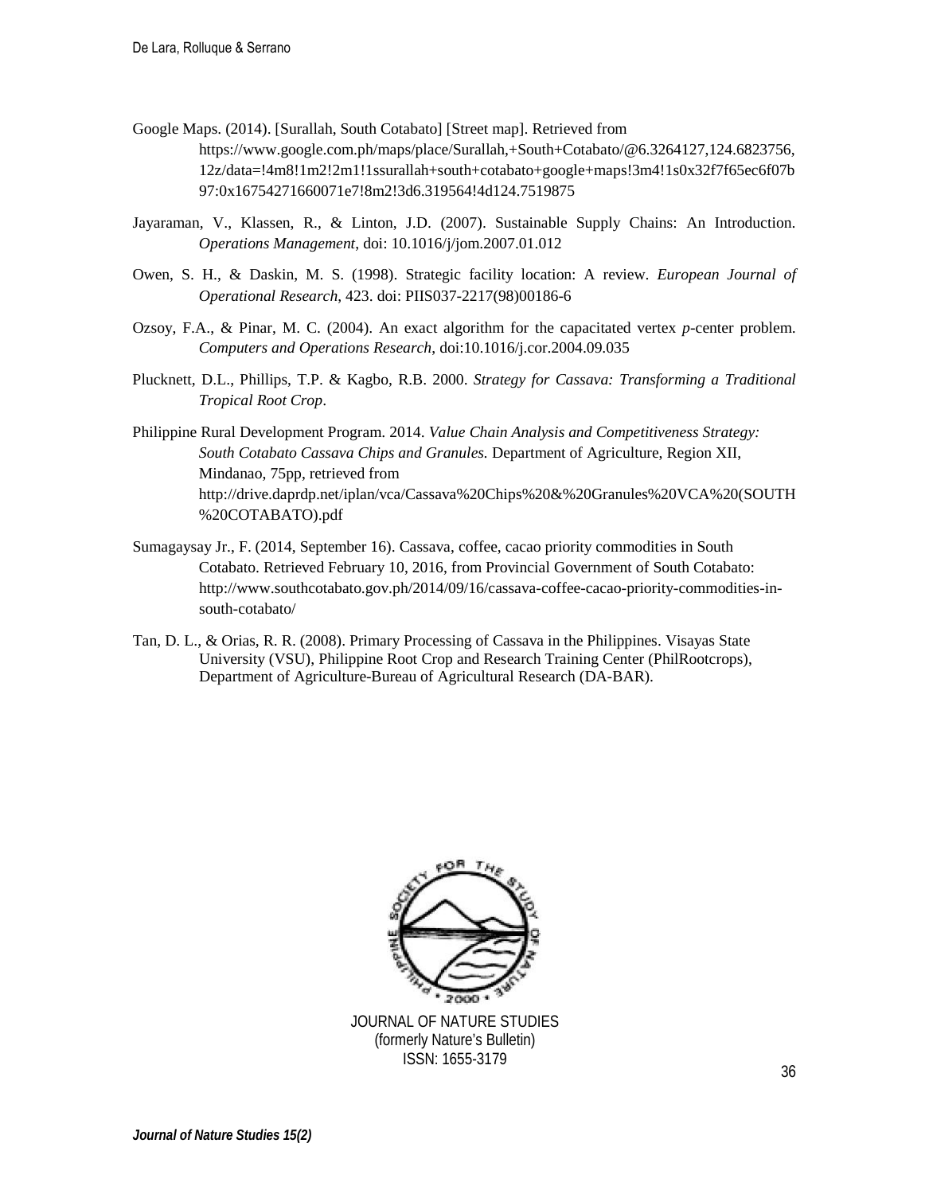Google Maps. (2014). [Surallah, South Cotabato] [Street map]. Retrieved from https://www.google.com.ph/maps/place/Surallah,+South+Cotabato/@6.3264127,124.6823756,12z/data=!4m8!1m2!2m1!1ssurallah+south+cotabato+google+maps!3m4!1s0x32f7f65ec6f07b97:0x16754271660071e7!8m2!3d6.319564!4d124.7519875

Jayaraman, V., Klassen, R., & Linton, J.D. (2007). Sustainable Supply Chains: An Introduction. *Operations Management,* doi: 10.1016/j/jom.2007.01.012

Owen, S. H., & Daskin, M. S. (1998). Strategic facility location: A review. *European Journal of Operational Research*, 423. doi: PIIS037-2217(98)00186-6

Ozsoy, F.A., & Pinar, M. C. (2004). An exact algorithm for the capacitated vertex *p*-center problem. *Computers and Operations Research*, doi:10.1016/j.cor.2004.09.035

Plucknett, D.L., Phillips, T.P. & Kagbo, R.B. 2000. *Strategy for Cassava: Transforming a Traditional Tropical Root Crop*.

Philippine Rural Development Program. 2014. *Value Chain Analysis and Competitiveness Strategy: South Cotabato Cassava Chips and Granules.* Department of Agriculture, Region XII, Mindanao, 75pp, retrieved from http://drive.daprdp.net/iplan/vca/Cassava%20Chips%20&%20Granules%20VCA%20(SOUTH%20COTABATO).pdf

Sumagaysay Jr., F. (2014, September 16). Cassava, coffee, cacao priority commodities in South Cotabato. Retrieved February 10, 2016, from Provincial Government of South Cotabato: http://www.southcotabato.gov.ph/2014/09/16/cassava-coffee-cacao-priority-commodities-in-south-cotabato/

Tan, D. L., & Orias, R. R. (2008). Primary Processing of Cassava in the Philippines. Visayas State University (VSU), Philippine Root Crop and Research Training Center (PhilRootcrops), Department of Agriculture-Bureau of Agricultural Research (DA-BAR).